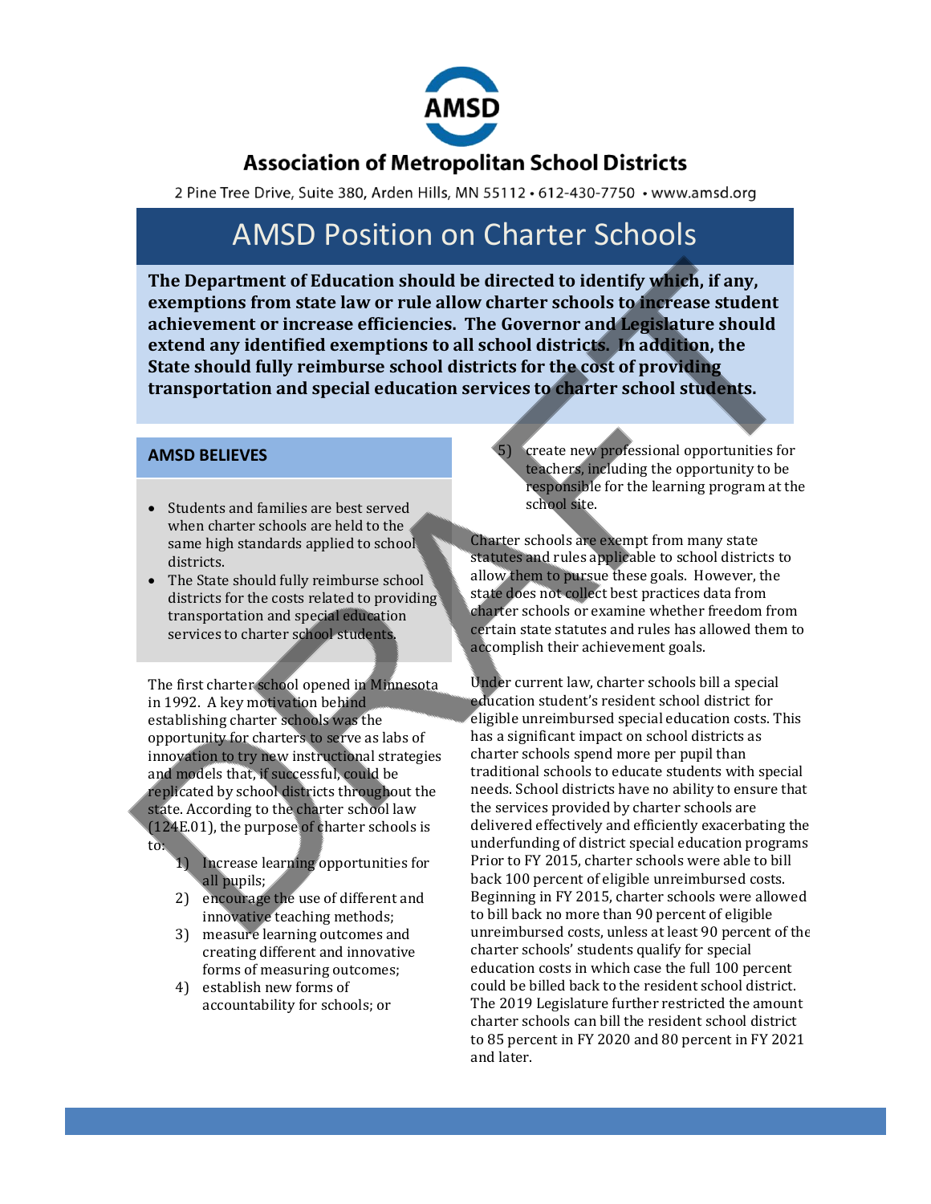# Association of Metropolitan School Districts

2 Pine Tree Drive, Suite 380, Arden Hills, MN 55112 • 612-430-7750 • www.amsd.org

## AMSD Position on Charter Schools

**The Department of Education should be directed to identify which, if any, exemptions from state law or rule allow charter schools to increase student achievement or increase efficiencies. The Governor and Legislature should extend any identified exemptions to all school districts. In addition, the State should fully reimburse school districts for the cost of providing transportation and special education services to charter school students.**

### AMSD BELIEVES

- Students and families are best served when charter schools are held to the same high standards applied to school districts.
- The State should fully reimburse school districts for the costs related to providing transportation and special education services to charter school students.

The first charter school opened in Minnesota in 1992. A key motivation behind establishing charter schools was the opportunity for charters to serve as labs of innovation to try new instructional strategies and models that, if successful, could be replicated by school districts throughout the state. According to the charter school law (124E.01), the purpose of charter schools is to:

1) Increase learning opportunities for all pupils;
2) encourage the use of different and innovative teaching methods;
3) measure learning outcomes and creating different and innovative forms of measuring outcomes;
4) establish new forms of accountability for schools; or
5) create new professional opportunities for teachers, including the opportunity to be responsible for the learning program at the school site.

Charter schools are exempt from many state statutes and rules applicable to school districts to allow them to pursue these goals. However, the state does not collect best practices data from charter schools or examine whether freedom from certain state statutes and rules has allowed them to accomplish their achievement goals.

Under current law, charter schools bill a special education student's resident school district for eligible unreimbursed special education costs. This has a significant impact on school districts as charter schools spend more per pupil than traditional schools to educate students with special needs. School districts have no ability to ensure that the services provided by charter schools are delivered effectively and efficiently exacerbating the underfunding of district special education programs Prior to FY 2015, charter schools were able to bill back 100 percent of eligible unreimbursed costs. Beginning in FY 2015, charter schools were allowed to bill back no more than 90 percent of eligible unreimbursed costs, unless at least 90 percent of the charter schools' students qualify for special education costs in which case the full 100 percent could be billed back to the resident school district. The 2019 Legislature further restricted the amount charter schools can bill the resident school district to 85 percent in FY 2020 and 80 percent in FY 2021 and later.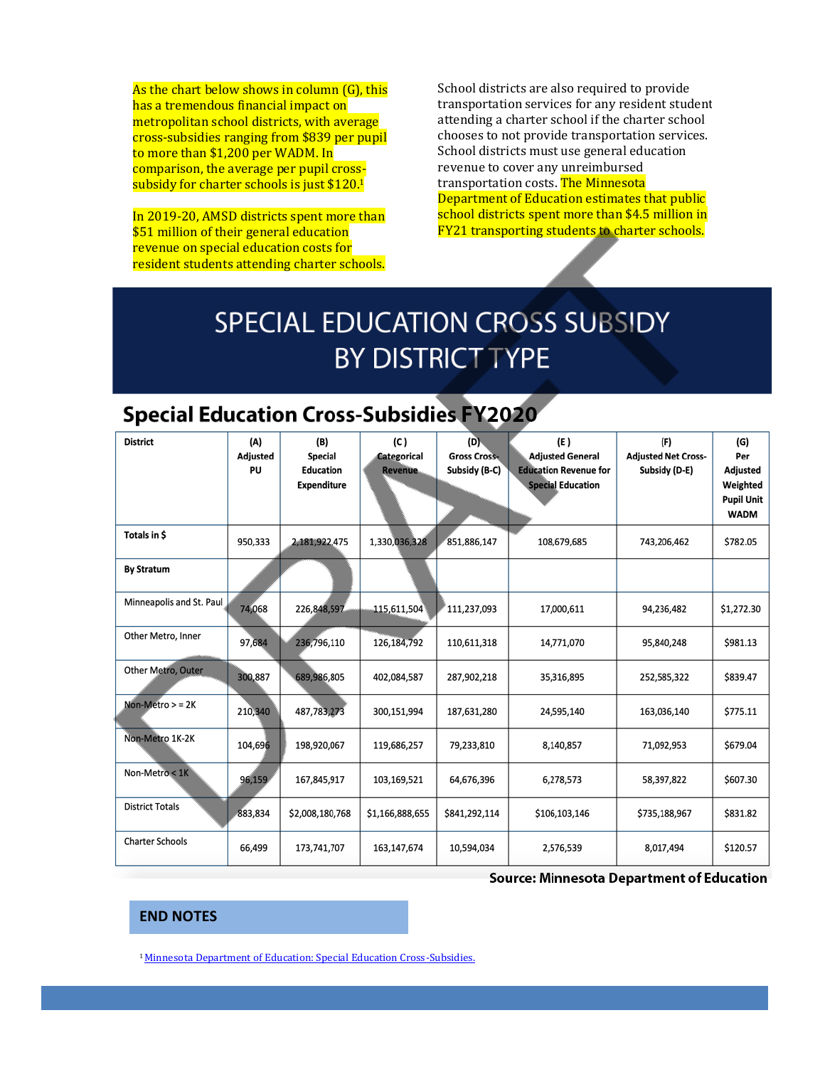As the chart below shows in column (G), this has a tremendous financial impact on metropolitan school districts, with average cross-subsidies ranging from $839 per pupil to more than $1,200 per WADM. In comparison, the average per pupil cross-subsidy for charter schools is just $120.[1]

In 2019-20, AMSD districts spent more than $51 million of their general education revenue on special education costs for resident students attending charter schools.

School districts are also required to provide transportation services for any resident student attending a charter school if the charter school chooses to not provide transportation services. School districts must use general education revenue to cover any unreimbursed transportation costs. The Minnesota Department of Education estimates that public school districts spent more than $4.5 million in FY21 transporting students to charter schools.

# SPECIAL EDUCATION CROSS SUBSIDY BY DISTRICT TYPE

## Special Education Cross-Subsidies FY2020

| District | (A) Adjusted PU | (B) Special Education Expenditure | (C) Categorical Revenue | (D) Gross Cross-Subsidy (B-C) | (E) Adjusted General Education Revenue for Special Education | (F) Adjusted Net Cross-Subsidy (D-E) | (G) Per Adjusted Weighted Pupil Unit WADM |
|---|---|---|---|---|---|---|---|
| Totals in $ | 950,333 | 2,181,922,475 | 1,330,036,328 | 851,886,147 | 108,679,685 | 743,206,462 | $782.05 |
| By Stratum | | | | | | | |
| Minneapolis and St. Paul | 74,068 | 226,848,597 | 115,611,504 | 111,237,093 | 17,000,611 | 94,236,482 | $1,272.30 |
| Other Metro, Inner | 97,684 | 236,796,110 | 126,184,792 | 110,611,318 | 14,771,070 | 95,840,248 | $981.13 |
| Other Metro, Outer | 300,887 | 689,986,805 | 402,084,587 | 287,902,218 | 35,316,895 | 252,585,322 | $839.47 |
| Non-Metro > = 2K | 210,340 | 487,783,273 | 300,151,994 | 187,631,280 | 24,595,140 | 163,036,140 | $775.11 |
| Non-Metro 1K-2K | 104,696 | 198,920,067 | 119,686,257 | 79,233,810 | 8,140,857 | 71,092,953 | $679.04 |
| Non-Metro < 1K | 96,159 | 167,845,917 | 103,169,521 | 64,676,396 | 6,278,573 | 58,397,822 | $607.30 |
| District Totals | 883,834 | $2,008,180,768 | $1,166,888,655 | $841,292,114 | $106,103,146 | $735,188,967 | $831.82 |
| Charter Schools | 66,499 | 173,741,707 | 163,147,674 | 10,594,034 | 2,576,539 | 8,017,494 | $120.57 |

**Source: Minnesota Department of Education**

## END NOTES

[1] Minnesota Department of Education: Special Education Cross-Subsidies.